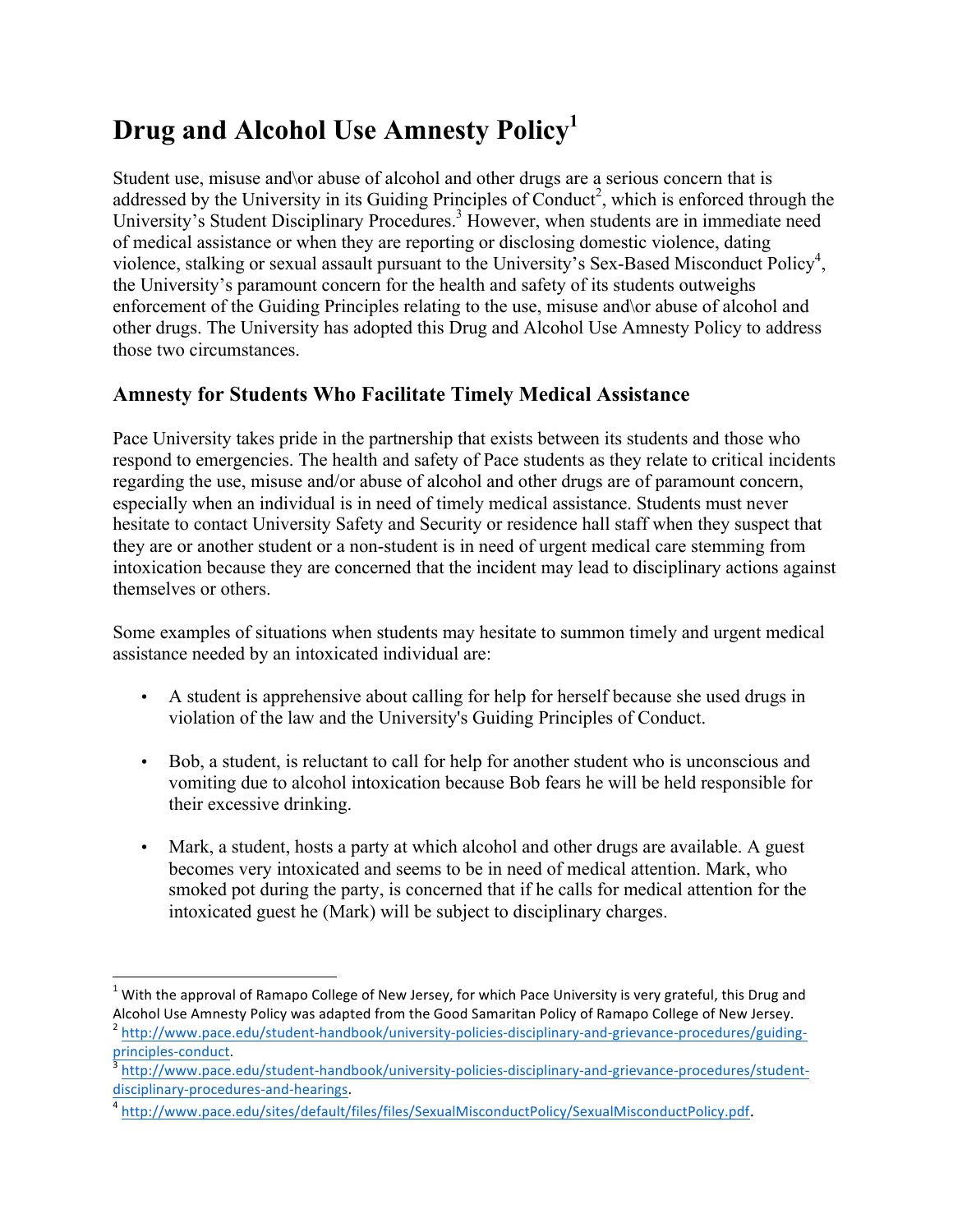# Drug and Alcohol Use Amnesty Policy[1]

Student use, misuse and\or abuse of alcohol and other drugs are a serious concern that is addressed by the University in its Guiding Principles of Conduct[2], which is enforced through the University's Student Disciplinary Procedures.[3] However, when students are in immediate need of medical assistance or when they are reporting or disclosing domestic violence, dating violence, stalking or sexual assault pursuant to the University's Sex-Based Misconduct Policy[4], the University's paramount concern for the health and safety of its students outweighs enforcement of the Guiding Principles relating to the use, misuse and\or abuse of alcohol and other drugs. The University has adopted this Drug and Alcohol Use Amnesty Policy to address those two circumstances.

## Amnesty for Students Who Facilitate Timely Medical Assistance

Pace University takes pride in the partnership that exists between its students and those who respond to emergencies. The health and safety of Pace students as they relate to critical incidents regarding the use, misuse and/or abuse of alcohol and other drugs are of paramount concern, especially when an individual is in need of timely medical assistance. Students must never hesitate to contact University Safety and Security or residence hall staff when they suspect that they are or another student or a non-student is in need of urgent medical care stemming from intoxication because they are concerned that the incident may lead to disciplinary actions against themselves or others.

Some examples of situations when students may hesitate to summon timely and urgent medical assistance needed by an intoxicated individual are:

- A student is apprehensive about calling for help for herself because she used drugs in violation of the law and the University's Guiding Principles of Conduct.
- Bob, a student, is reluctant to call for help for another student who is unconscious and vomiting due to alcohol intoxication because Bob fears he will be held responsible for their excessive drinking.
- Mark, a student, hosts a party at which alcohol and other drugs are available. A guest becomes very intoxicated and seems to be in need of medical attention. Mark, who smoked pot during the party, is concerned that if he calls for medical attention for the intoxicated guest he (Mark) will be subject to disciplinary charges.

---

[1] With the approval of Ramapo College of New Jersey, for which Pace University is very grateful, this Drug and Alcohol Use Amnesty Policy was adapted from the Good Samaritan Policy of Ramapo College of New Jersey.

[2] http://www.pace.edu/student-handbook/university-policies-disciplinary-and-grievance-procedures/guiding-principles-conduct.

[3] http://www.pace.edu/student-handbook/university-policies-disciplinary-and-grievance-procedures/student-disciplinary-procedures-and-hearings.

[4] http://www.pace.edu/sites/default/files/files/SexualMisconductPolicy/SexualMisconductPolicy.pdf.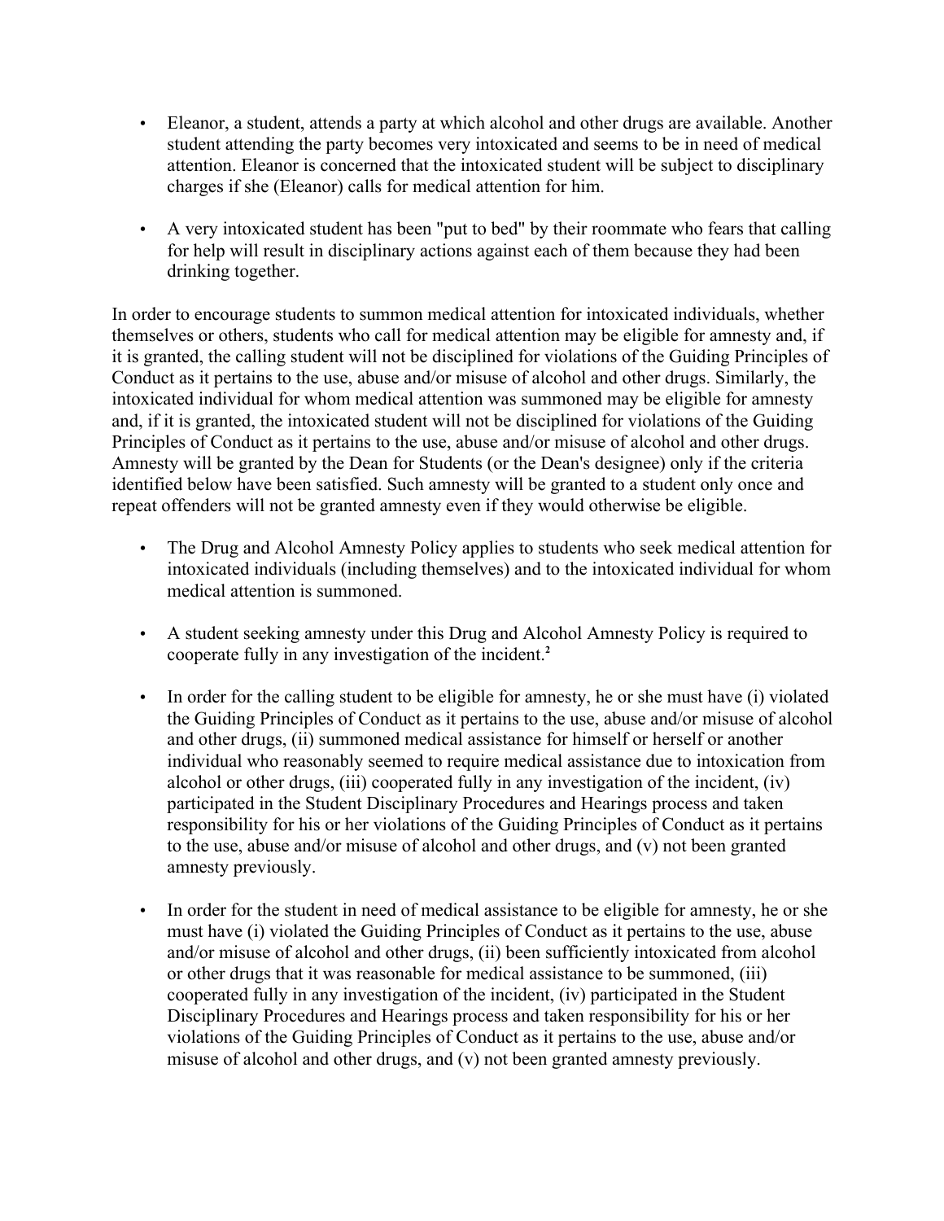- Eleanor, a student, attends a party at which alcohol and other drugs are available. Another student attending the party becomes very intoxicated and seems to be in need of medical attention. Eleanor is concerned that the intoxicated student will be subject to disciplinary charges if she (Eleanor) calls for medical attention for him.

- A very intoxicated student has been "put to bed" by their roommate who fears that calling for help will result in disciplinary actions against each of them because they had been drinking together.

In order to encourage students to summon medical attention for intoxicated individuals, whether themselves or others, students who call for medical attention may be eligible for amnesty and, if it is granted, the calling student will not be disciplined for violations of the Guiding Principles of Conduct as it pertains to the use, abuse and/or misuse of alcohol and other drugs. Similarly, the intoxicated individual for whom medical attention was summoned may be eligible for amnesty and, if it is granted, the intoxicated student will not be disciplined for violations of the Guiding Principles of Conduct as it pertains to the use, abuse and/or misuse of alcohol and other drugs. Amnesty will be granted by the Dean for Students (or the Dean's designee) only if the criteria identified below have been satisfied. Such amnesty will be granted to a student only once and repeat offenders will not be granted amnesty even if they would otherwise be eligible.

- The Drug and Alcohol Amnesty Policy applies to students who seek medical attention for intoxicated individuals (including themselves) and to the intoxicated individual for whom medical attention is summoned.

- A student seeking amnesty under this Drug and Alcohol Amnesty Policy is required to cooperate fully in any investigation of the incident.[2]

- In order for the calling student to be eligible for amnesty, he or she must have (i) violated the Guiding Principles of Conduct as it pertains to the use, abuse and/or misuse of alcohol and other drugs, (ii) summoned medical assistance for himself or herself or another individual who reasonably seemed to require medical assistance due to intoxication from alcohol or other drugs, (iii) cooperated fully in any investigation of the incident, (iv) participated in the Student Disciplinary Procedures and Hearings process and taken responsibility for his or her violations of the Guiding Principles of Conduct as it pertains to the use, abuse and/or misuse of alcohol and other drugs, and (v) not been granted amnesty previously.

- In order for the student in need of medical assistance to be eligible for amnesty, he or she must have (i) violated the Guiding Principles of Conduct as it pertains to the use, abuse and/or misuse of alcohol and other drugs, (ii) been sufficiently intoxicated from alcohol or other drugs that it was reasonable for medical assistance to be summoned, (iii) cooperated fully in any investigation of the incident, (iv) participated in the Student Disciplinary Procedures and Hearings process and taken responsibility for his or her violations of the Guiding Principles of Conduct as it pertains to the use, abuse and/or misuse of alcohol and other drugs, and (v) not been granted amnesty previously.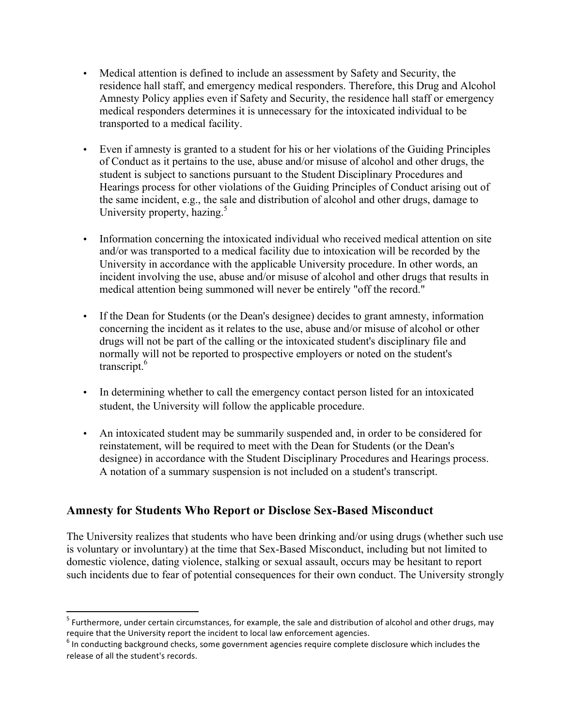- Medical attention is defined to include an assessment by Safety and Security, the residence hall staff, and emergency medical responders. Therefore, this Drug and Alcohol Amnesty Policy applies even if Safety and Security, the residence hall staff or emergency medical responders determines it is unnecessary for the intoxicated individual to be transported to a medical facility.

- Even if amnesty is granted to a student for his or her violations of the Guiding Principles of Conduct as it pertains to the use, abuse and/or misuse of alcohol and other drugs, the student is subject to sanctions pursuant to the Student Disciplinary Procedures and Hearings process for other violations of the Guiding Principles of Conduct arising out of the same incident, e.g., the sale and distribution of alcohol and other drugs, damage to University property, hazing.[5]

- Information concerning the intoxicated individual who received medical attention on site and/or was transported to a medical facility due to intoxication will be recorded by the University in accordance with the applicable University procedure. In other words, an incident involving the use, abuse and/or misuse of alcohol and other drugs that results in medical attention being summoned will never be entirely "off the record."

- If the Dean for Students (or the Dean's designee) decides to grant amnesty, information concerning the incident as it relates to the use, abuse and/or misuse of alcohol or other drugs will not be part of the calling or the intoxicated student's disciplinary file and normally will not be reported to prospective employers or noted on the student's transcript.[6]

- In determining whether to call the emergency contact person listed for an intoxicated student, the University will follow the applicable procedure.

- An intoxicated student may be summarily suspended and, in order to be considered for reinstatement, will be required to meet with the Dean for Students (or the Dean's designee) in accordance with the Student Disciplinary Procedures and Hearings process. A notation of a summary suspension is not included on a student's transcript.

## Amnesty for Students Who Report or Disclose Sex-Based Misconduct

The University realizes that students who have been drinking and/or using drugs (whether such use is voluntary or involuntary) at the time that Sex-Based Misconduct, including but not limited to domestic violence, dating violence, stalking or sexual assault, occurs may be hesitant to report such incidents due to fear of potential consequences for their own conduct. The University strongly

---

[5] Furthermore, under certain circumstances, for example, the sale and distribution of alcohol and other drugs, may require that the University report the incident to local law enforcement agencies.

[6] In conducting background checks, some government agencies require complete disclosure which includes the release of all the student's records.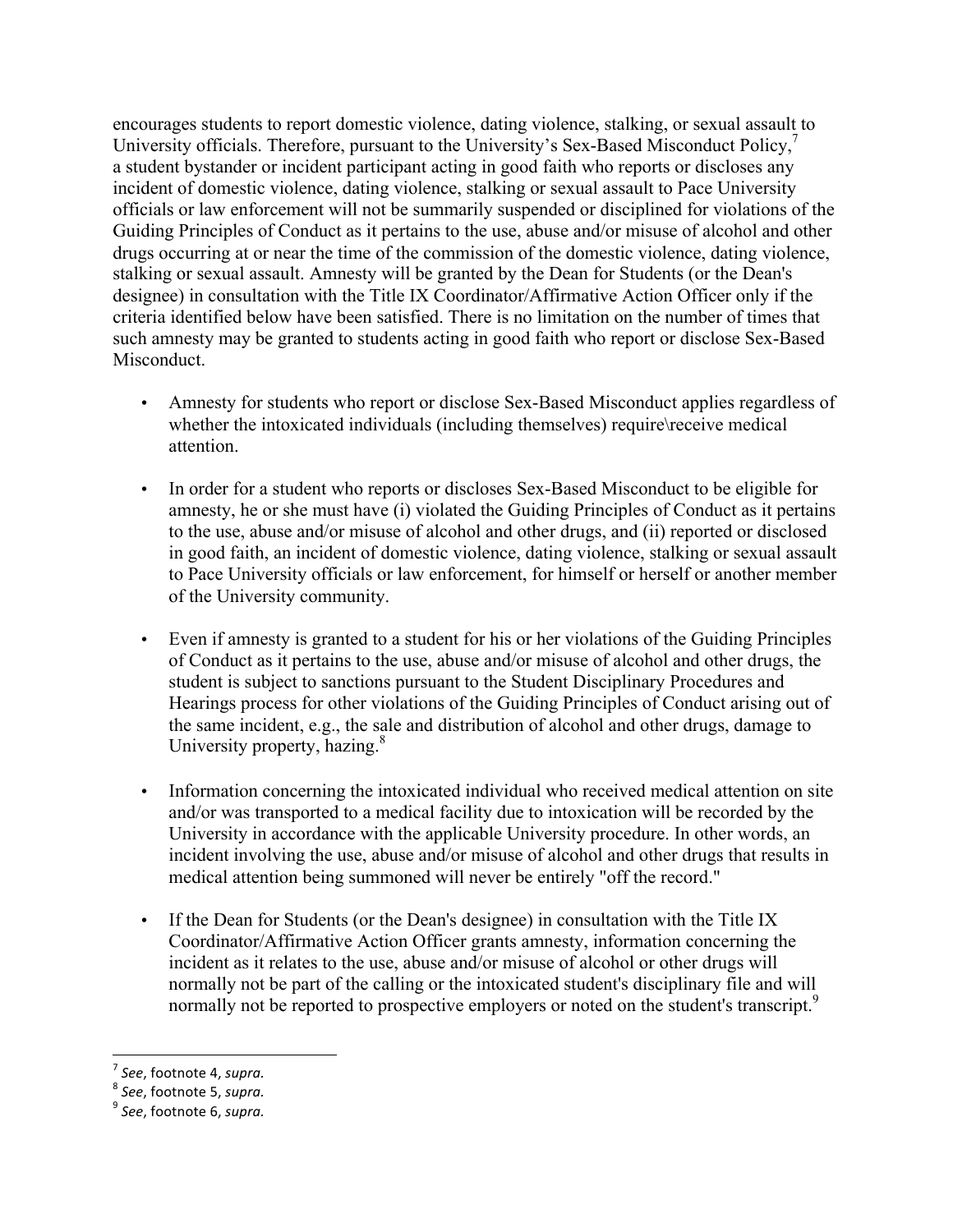encourages students to report domestic violence, dating violence, stalking, or sexual assault to University officials. Therefore, pursuant to the University's Sex-Based Misconduct Policy,[7] a student bystander or incident participant acting in good faith who reports or discloses any incident of domestic violence, dating violence, stalking or sexual assault to Pace University officials or law enforcement will not be summarily suspended or disciplined for violations of the Guiding Principles of Conduct as it pertains to the use, abuse and/or misuse of alcohol and other drugs occurring at or near the time of the commission of the domestic violence, dating violence, stalking or sexual assault. Amnesty will be granted by the Dean for Students (or the Dean's designee) in consultation with the Title IX Coordinator/Affirmative Action Officer only if the criteria identified below have been satisfied. There is no limitation on the number of times that such amnesty may be granted to students acting in good faith who report or disclose Sex-Based Misconduct.

- Amnesty for students who report or disclose Sex-Based Misconduct applies regardless of whether the intoxicated individuals (including themselves) require\receive medical attention.

- In order for a student who reports or discloses Sex-Based Misconduct to be eligible for amnesty, he or she must have (i) violated the Guiding Principles of Conduct as it pertains to the use, abuse and/or misuse of alcohol and other drugs, and (ii) reported or disclosed in good faith, an incident of domestic violence, dating violence, stalking or sexual assault to Pace University officials or law enforcement, for himself or herself or another member of the University community.

- Even if amnesty is granted to a student for his or her violations of the Guiding Principles of Conduct as it pertains to the use, abuse and/or misuse of alcohol and other drugs, the student is subject to sanctions pursuant to the Student Disciplinary Procedures and Hearings process for other violations of the Guiding Principles of Conduct arising out of the same incident, e.g., the sale and distribution of alcohol and other drugs, damage to University property, hazing.[8]

- Information concerning the intoxicated individual who received medical attention on site and/or was transported to a medical facility due to intoxication will be recorded by the University in accordance with the applicable University procedure. In other words, an incident involving the use, abuse and/or misuse of alcohol and other drugs that results in medical attention being summoned will never be entirely "off the record."

- If the Dean for Students (or the Dean's designee) in consultation with the Title IX Coordinator/Affirmative Action Officer grants amnesty, information concerning the incident as it relates to the use, abuse and/or misuse of alcohol or other drugs will normally not be part of the calling or the intoxicated student's disciplinary file and will normally not be reported to prospective employers or noted on the student's transcript.[9]

---

[7] *See*, footnote 4, *supra.*

[8] *See*, footnote 5, *supra.*

[9] *See*, footnote 6, *supra.*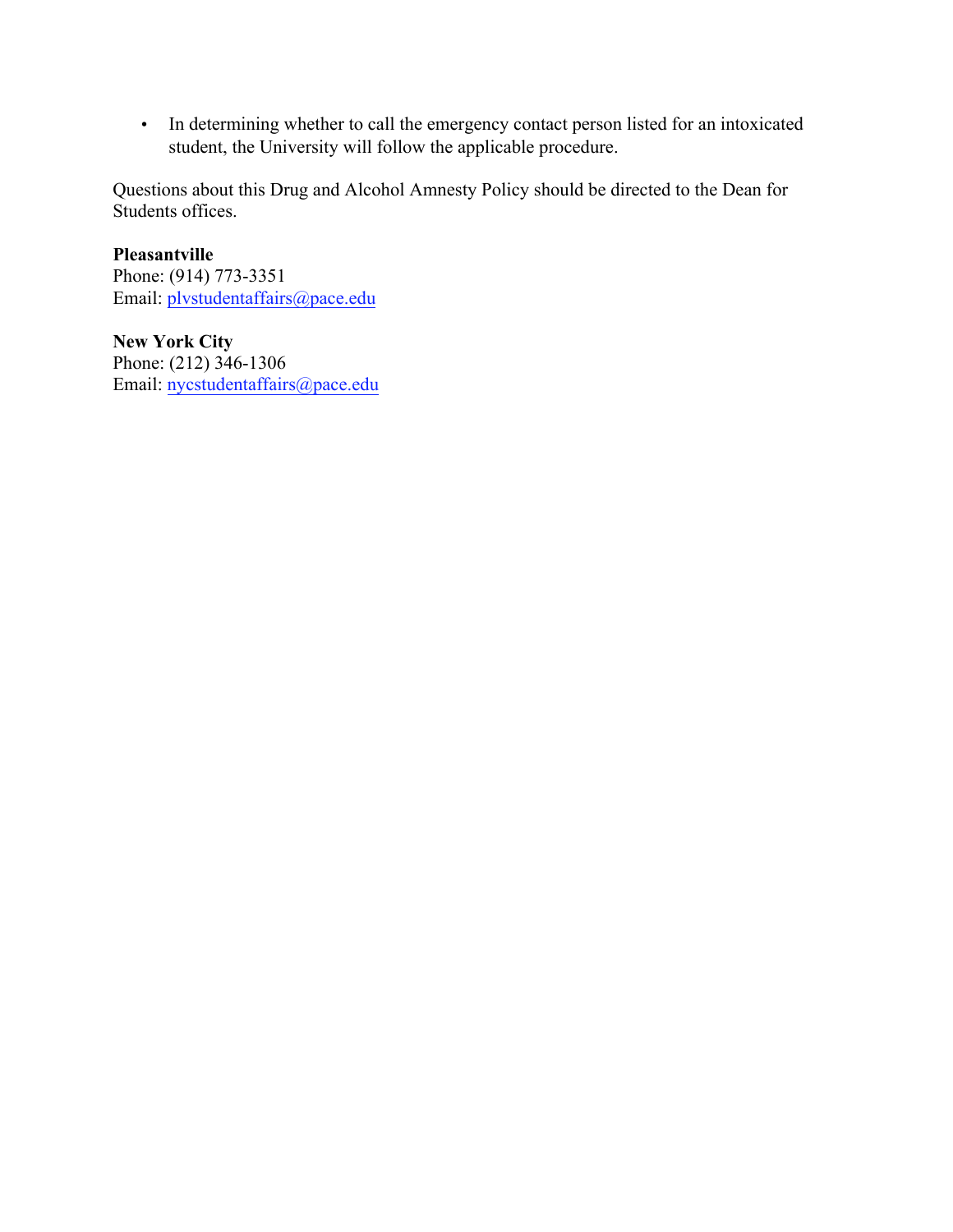- In determining whether to call the emergency contact person listed for an intoxicated student, the University will follow the applicable procedure.

Questions about this Drug and Alcohol Amnesty Policy should be directed to the Dean for Students offices.

**Pleasantville**
Phone: (914) 773-3351
Email: plvstudentaffairs@pace.edu

**New York City**
Phone: (212) 346-1306
Email: nycstudentaffairs@pace.edu